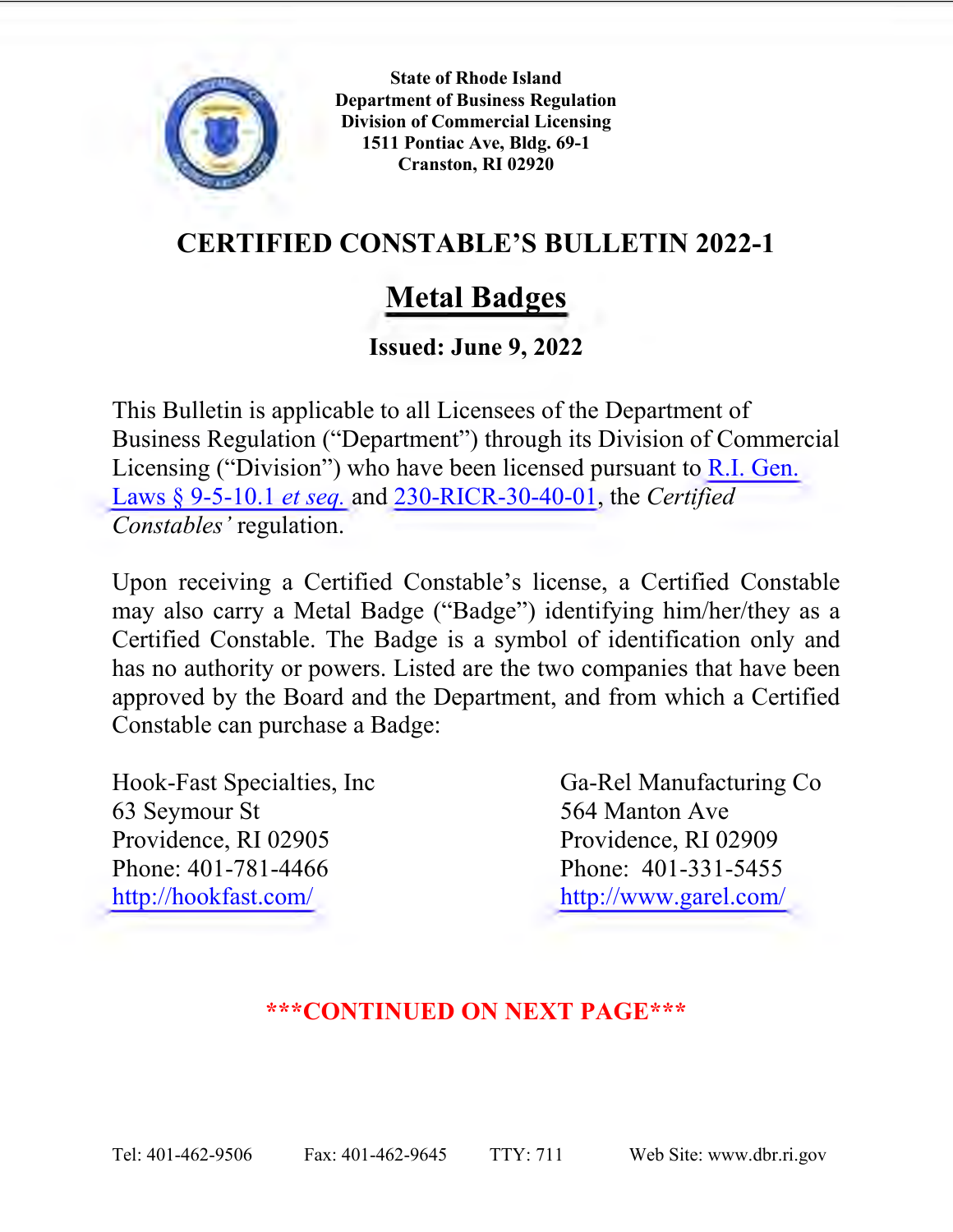State of Rhode Island
Department of Business Regulation
Division of Commercial Licensing
1511 Pontiac Ave, Bldg. 69-1
Cranston, RI 02920

# CERTIFIED CONSTABLE'S BULLETIN 2022-1

## Metal Badges

**Issued: June 9, 2022**

This Bulletin is applicable to all Licensees of the Department of Business Regulation ("Department") through its Division of Commercial Licensing ("Division") who have been licensed pursuant to R.I. Gen. Laws § 9-5-10.1 *et seq.* and 230-RICR-30-40-01, the *Certified Constables'* regulation.

Upon receiving a Certified Constable's license, a Certified Constable may also carry a Metal Badge ("Badge") identifying him/her/they as a Certified Constable. The Badge is a symbol of identification only and has no authority or powers. Listed are the two companies that have been approved by the Board and the Department, and from which a Certified Constable can purchase a Badge:

Hook-Fast Specialties, Inc
63 Seymour St
Providence, RI 02905
Phone: 401-781-4466
http://hookfast.com/

Ga-Rel Manufacturing Co
564 Manton Ave
Providence, RI 02909
Phone: 401-331-5455
http://www.garel.com/

***CONTINUED ON NEXT PAGE***

Tel: 401-462-9506 Fax: 401-462-9645 TTY: 711 Web Site: www.dbr.ri.gov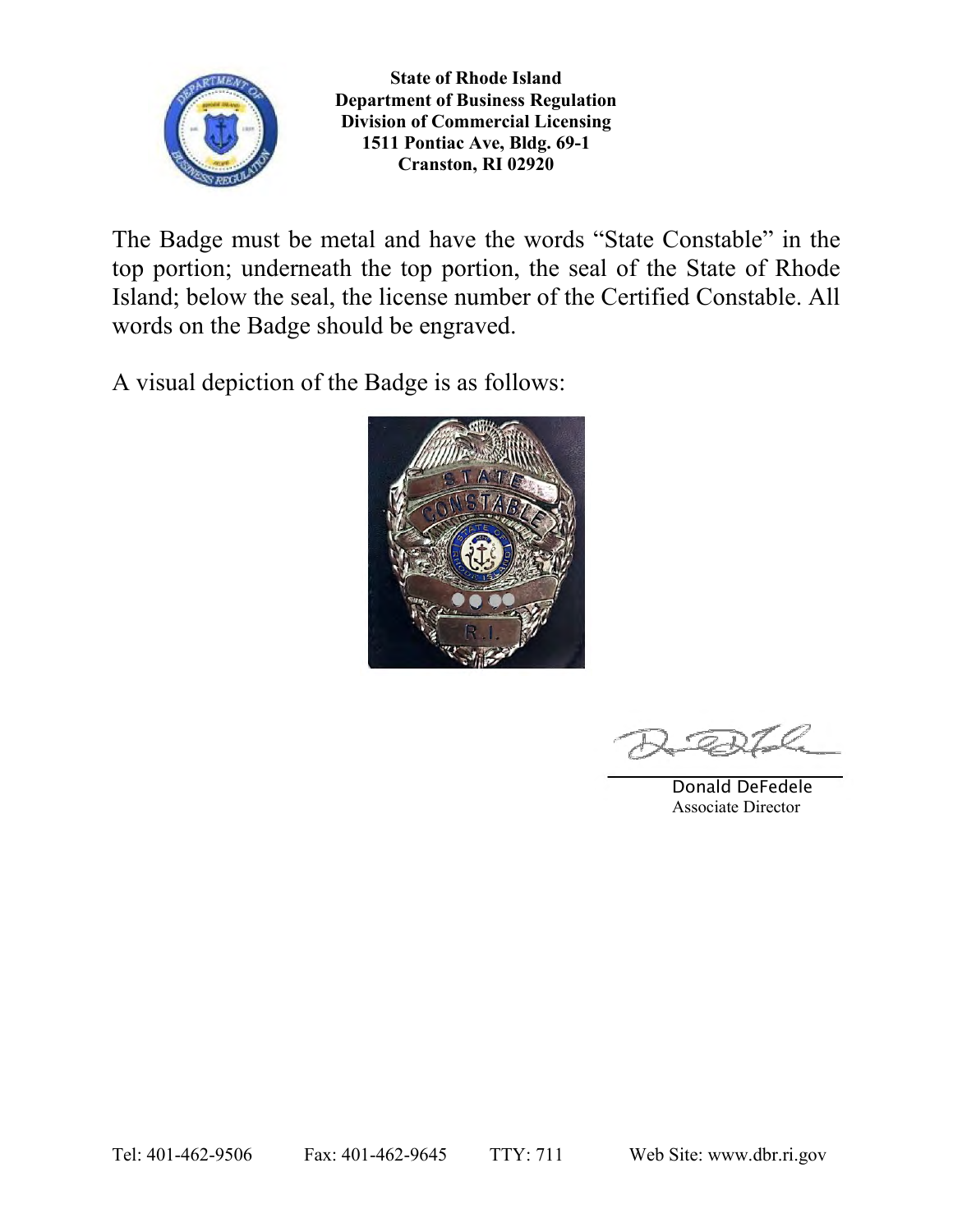**State of Rhode Island**
**Department of Business Regulation**
**Division of Commercial Licensing**
**1511 Pontiac Ave, Bldg. 69-1**
**Cranston, RI 02920**

The Badge must be metal and have the words "State Constable" in the top portion; underneath the top portion, the seal of the State of Rhode Island; below the seal, the license number of the Certified Constable. All words on the Badge should be engraved.

A visual depiction of the Badge is as follows:

Donald DeFedele
Associate Director

Tel: 401-462-9506 Fax: 401-462-9645 TTY: 711 Web Site: www.dbr.ri.gov